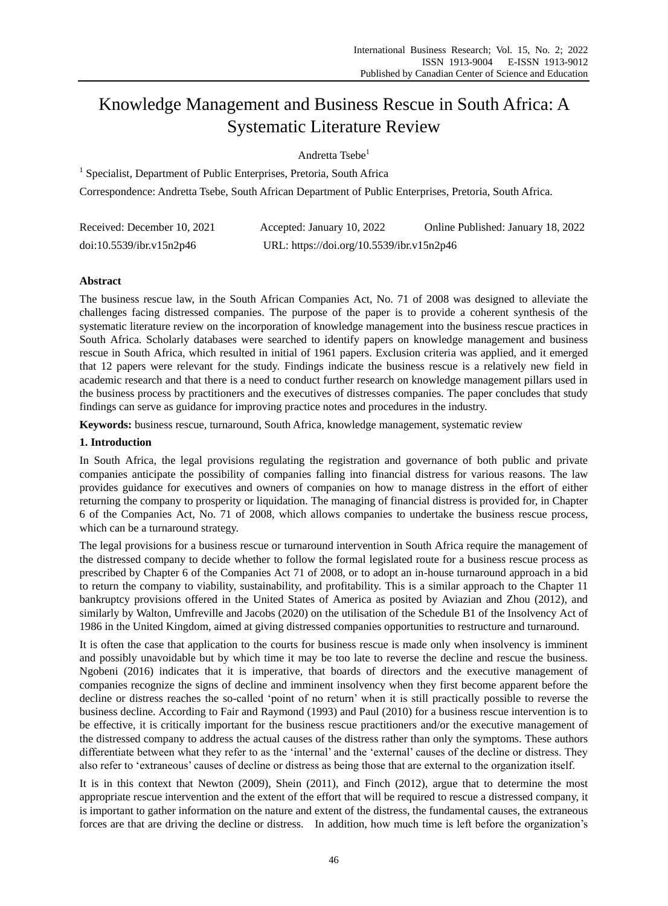# Knowledge Management and Business Rescue in South Africa: A Systematic Literature Review

Andretta Tsebe[1]

[1] Specialist, Department of Public Enterprises, Pretoria, South Africa

Correspondence: Andretta Tsebe, South African Department of Public Enterprises, Pretoria, South Africa.

Received: December 10, 2021 Accepted: January 10, 2022 Online Published: January 18, 2022

doi:10.5539/ibr.v15n2p46 URL: https://doi.org/10.5539/ibr.v15n2p46

## Abstract

The business rescue law, in the South African Companies Act, No. 71 of 2008 was designed to alleviate the challenges facing distressed companies. The purpose of the paper is to provide a coherent synthesis of the systematic literature review on the incorporation of knowledge management into the business rescue practices in South Africa. Scholarly databases were searched to identify papers on knowledge management and business rescue in South Africa, which resulted in initial of 1961 papers. Exclusion criteria was applied, and it emerged that 12 papers were relevant for the study. Findings indicate the business rescue is a relatively new field in academic research and that there is a need to conduct further research on knowledge management pillars used in the business process by practitioners and the executives of distresses companies. The paper concludes that study findings can serve as guidance for improving practice notes and procedures in the industry.

**Keywords:** business rescue, turnaround, South Africa, knowledge management, systematic review

## 1. Introduction

In South Africa, the legal provisions regulating the registration and governance of both public and private companies anticipate the possibility of companies falling into financial distress for various reasons. The law provides guidance for executives and owners of companies on how to manage distress in the effort of either returning the company to prosperity or liquidation. The managing of financial distress is provided for, in Chapter 6 of the Companies Act, No. 71 of 2008, which allows companies to undertake the business rescue process, which can be a turnaround strategy.

The legal provisions for a business rescue or turnaround intervention in South Africa require the management of the distressed company to decide whether to follow the formal legislated route for a business rescue process as prescribed by Chapter 6 of the Companies Act 71 of 2008, or to adopt an in-house turnaround approach in a bid to return the company to viability, sustainability, and profitability. This is a similar approach to the Chapter 11 bankruptcy provisions offered in the United States of America as posited by Aviazian and Zhou (2012), and similarly by Walton, Umfreville and Jacobs (2020) on the utilisation of the Schedule B1 of the Insolvency Act of 1986 in the United Kingdom, aimed at giving distressed companies opportunities to restructure and turnaround.

It is often the case that application to the courts for business rescue is made only when insolvency is imminent and possibly unavoidable but by which time it may be too late to reverse the decline and rescue the business. Ngobeni (2016) indicates that it is imperative, that boards of directors and the executive management of companies recognize the signs of decline and imminent insolvency when they first become apparent before the decline or distress reaches the so-called 'point of no return' when it is still practically possible to reverse the business decline. According to Fair and Raymond (1993) and Paul (2010) for a business rescue intervention is to be effective, it is critically important for the business rescue practitioners and/or the executive management of the distressed company to address the actual causes of the distress rather than only the symptoms. These authors differentiate between what they refer to as the 'internal' and the 'external' causes of the decline or distress. They also refer to 'extraneous' causes of decline or distress as being those that are external to the organization itself.

It is in this context that Newton (2009), Shein (2011), and Finch (2012), argue that to determine the most appropriate rescue intervention and the extent of the effort that will be required to rescue a distressed company, it is important to gather information on the nature and extent of the distress, the fundamental causes, the extraneous forces are that are driving the decline or distress. In addition, how much time is left before the organization's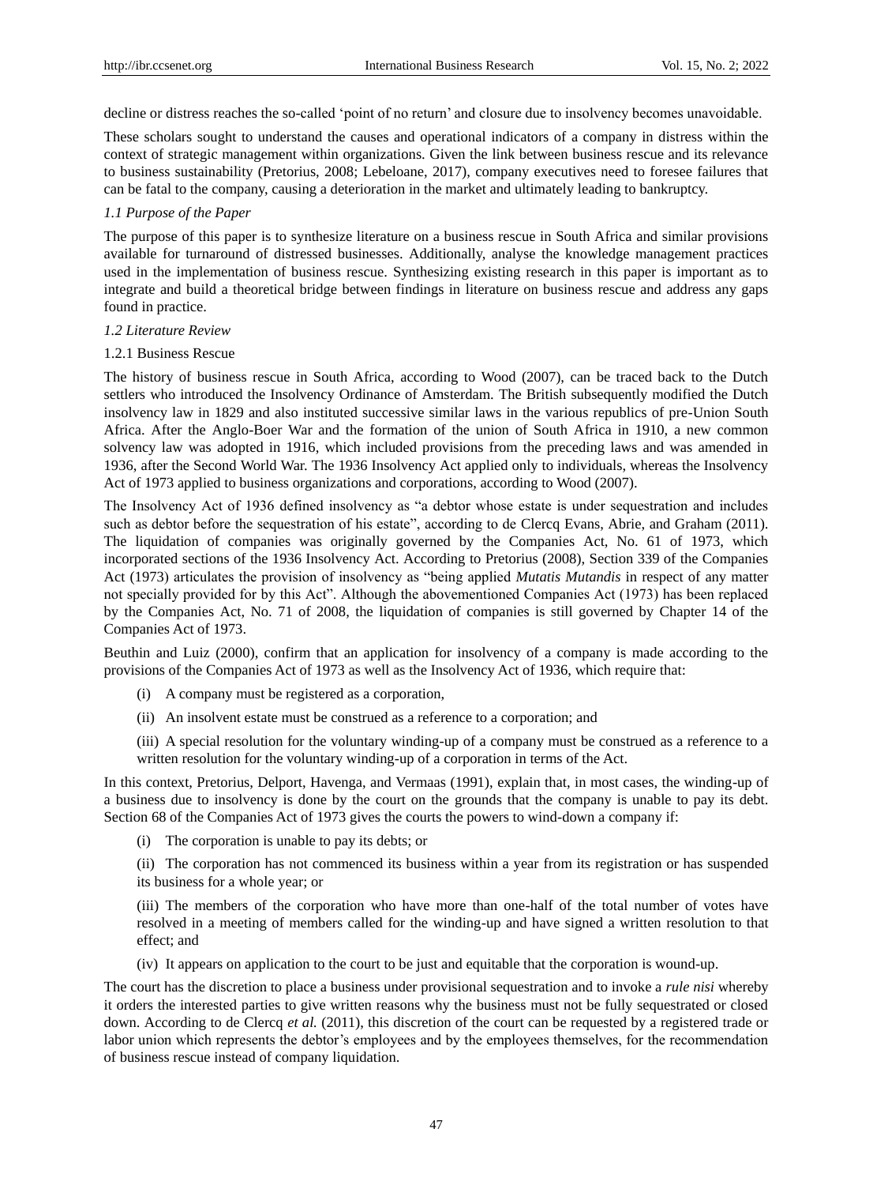decline or distress reaches the so-called 'point of no return' and closure due to insolvency becomes unavoidable.

These scholars sought to understand the causes and operational indicators of a company in distress within the context of strategic management within organizations. Given the link between business rescue and its relevance to business sustainability (Pretorius, 2008; Lebeloane, 2017), company executives need to foresee failures that can be fatal to the company, causing a deterioration in the market and ultimately leading to bankruptcy.

### *1.1 Purpose of the Paper*

The purpose of this paper is to synthesize literature on a business rescue in South Africa and similar provisions available for turnaround of distressed businesses. Additionally, analyse the knowledge management practices used in the implementation of business rescue. Synthesizing existing research in this paper is important as to integrate and build a theoretical bridge between findings in literature on business rescue and address any gaps found in practice.

### *1.2 Literature Review*

#### 1.2.1 Business Rescue

The history of business rescue in South Africa, according to Wood (2007), can be traced back to the Dutch settlers who introduced the Insolvency Ordinance of Amsterdam. The British subsequently modified the Dutch insolvency law in 1829 and also instituted successive similar laws in the various republics of pre-Union South Africa. After the Anglo-Boer War and the formation of the union of South Africa in 1910, a new common solvency law was adopted in 1916, which included provisions from the preceding laws and was amended in 1936, after the Second World War. The 1936 Insolvency Act applied only to individuals, whereas the Insolvency Act of 1973 applied to business organizations and corporations, according to Wood (2007).

The Insolvency Act of 1936 defined insolvency as "a debtor whose estate is under sequestration and includes such as debtor before the sequestration of his estate", according to de Clercq Evans, Abrie, and Graham (2011). The liquidation of companies was originally governed by the Companies Act, No. 61 of 1973, which incorporated sections of the 1936 Insolvency Act. According to Pretorius (2008), Section 339 of the Companies Act (1973) articulates the provision of insolvency as "being applied *Mutatis Mutandis* in respect of any matter not specially provided for by this Act". Although the abovementioned Companies Act (1973) has been replaced by the Companies Act, No. 71 of 2008, the liquidation of companies is still governed by Chapter 14 of the Companies Act of 1973.

Beuthin and Luiz (2000), confirm that an application for insolvency of a company is made according to the provisions of the Companies Act of 1973 as well as the Insolvency Act of 1936, which require that:

(i) A company must be registered as a corporation,

(ii) An insolvent estate must be construed as a reference to a corporation; and

(iii) A special resolution for the voluntary winding-up of a company must be construed as a reference to a written resolution for the voluntary winding-up of a corporation in terms of the Act.

In this context, Pretorius, Delport, Havenga, and Vermaas (1991), explain that, in most cases, the winding-up of a business due to insolvency is done by the court on the grounds that the company is unable to pay its debt. Section 68 of the Companies Act of 1973 gives the courts the powers to wind-down a company if:

(i) The corporation is unable to pay its debts; or

(ii) The corporation has not commenced its business within a year from its registration or has suspended its business for a whole year; or

(iii) The members of the corporation who have more than one-half of the total number of votes have resolved in a meeting of members called for the winding-up and have signed a written resolution to that effect; and

(iv) It appears on application to the court to be just and equitable that the corporation is wound-up.

The court has the discretion to place a business under provisional sequestration and to invoke a *rule nisi* whereby it orders the interested parties to give written reasons why the business must not be fully sequestrated or closed down. According to de Clercq *et al.* (2011), this discretion of the court can be requested by a registered trade or labor union which represents the debtor's employees and by the employees themselves, for the recommendation of business rescue instead of company liquidation.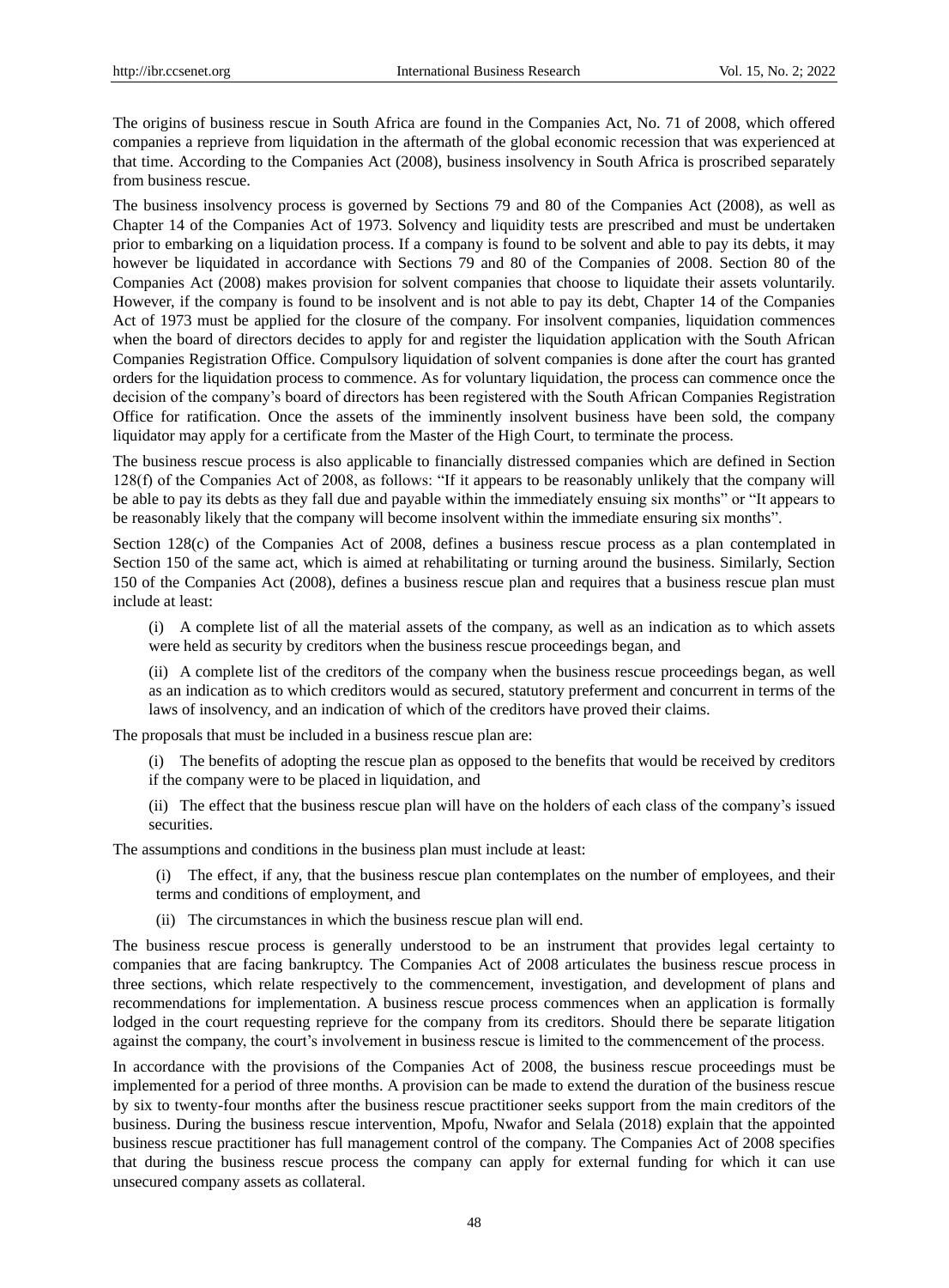The origins of business rescue in South Africa are found in the Companies Act, No. 71 of 2008, which offered companies a reprieve from liquidation in the aftermath of the global economic recession that was experienced at that time. According to the Companies Act (2008), business insolvency in South Africa is proscribed separately from business rescue.

The business insolvency process is governed by Sections 79 and 80 of the Companies Act (2008), as well as Chapter 14 of the Companies Act of 1973. Solvency and liquidity tests are prescribed and must be undertaken prior to embarking on a liquidation process. If a company is found to be solvent and able to pay its debts, it may however be liquidated in accordance with Sections 79 and 80 of the Companies of 2008. Section 80 of the Companies Act (2008) makes provision for solvent companies that choose to liquidate their assets voluntarily. However, if the company is found to be insolvent and is not able to pay its debt, Chapter 14 of the Companies Act of 1973 must be applied for the closure of the company. For insolvent companies, liquidation commences when the board of directors decides to apply for and register the liquidation application with the South African Companies Registration Office. Compulsory liquidation of solvent companies is done after the court has granted orders for the liquidation process to commence. As for voluntary liquidation, the process can commence once the decision of the company's board of directors has been registered with the South African Companies Registration Office for ratification. Once the assets of the imminently insolvent business have been sold, the company liquidator may apply for a certificate from the Master of the High Court, to terminate the process.

The business rescue process is also applicable to financially distressed companies which are defined in Section 128(f) of the Companies Act of 2008, as follows: "If it appears to be reasonably unlikely that the company will be able to pay its debts as they fall due and payable within the immediately ensuing six months" or "It appears to be reasonably likely that the company will become insolvent within the immediate ensuing six months".

Section 128(c) of the Companies Act of 2008, defines a business rescue process as a plan contemplated in Section 150 of the same act, which is aimed at rehabilitating or turning around the business. Similarly, Section 150 of the Companies Act (2008), defines a business rescue plan and requires that a business rescue plan must include at least:

(i) A complete list of all the material assets of the company, as well as an indication as to which assets were held as security by creditors when the business rescue proceedings began, and

(ii) A complete list of the creditors of the company when the business rescue proceedings began, as well as an indication as to which creditors would as secured, statutory preferment and concurrent in terms of the laws of insolvency, and an indication of which of the creditors have proved their claims.

The proposals that must be included in a business rescue plan are:

(i) The benefits of adopting the rescue plan as opposed to the benefits that would be received by creditors if the company were to be placed in liquidation, and

(ii) The effect that the business rescue plan will have on the holders of each class of the company's issued securities.

The assumptions and conditions in the business plan must include at least:

(i) The effect, if any, that the business rescue plan contemplates on the number of employees, and their terms and conditions of employment, and

(ii) The circumstances in which the business rescue plan will end.

The business rescue process is generally understood to be an instrument that provides legal certainty to companies that are facing bankruptcy. The Companies Act of 2008 articulates the business rescue process in three sections, which relate respectively to the commencement, investigation, and development of plans and recommendations for implementation. A business rescue process commences when an application is formally lodged in the court requesting reprieve for the company from its creditors. Should there be separate litigation against the company, the court's involvement in business rescue is limited to the commencement of the process.

In accordance with the provisions of the Companies Act of 2008, the business rescue proceedings must be implemented for a period of three months. A provision can be made to extend the duration of the business rescue by six to twenty-four months after the business rescue practitioner seeks support from the main creditors of the business. During the business rescue intervention, Mpofu, Nwafor and Selala (2018) explain that the appointed business rescue practitioner has full management control of the company. The Companies Act of 2008 specifies that during the business rescue process the company can apply for external funding for which it can use unsecured company assets as collateral.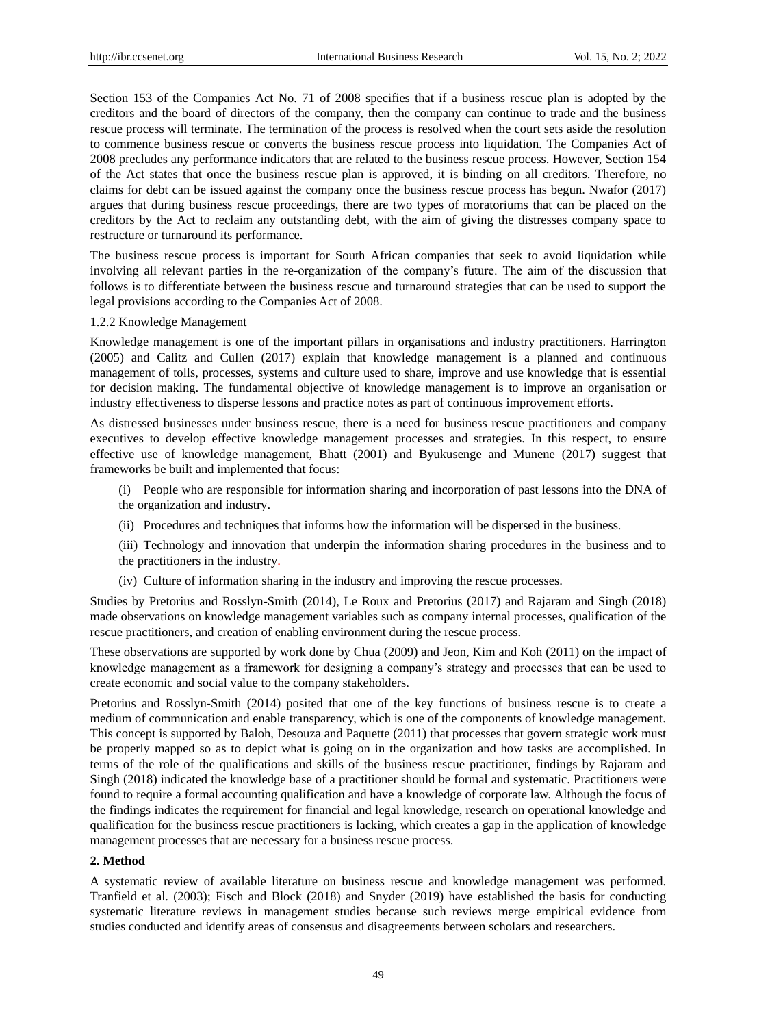Section 153 of the Companies Act No. 71 of 2008 specifies that if a business rescue plan is adopted by the creditors and the board of directors of the company, then the company can continue to trade and the business rescue process will terminate. The termination of the process is resolved when the court sets aside the resolution to commence business rescue or converts the business rescue process into liquidation. The Companies Act of 2008 precludes any performance indicators that are related to the business rescue process. However, Section 154 of the Act states that once the business rescue plan is approved, it is binding on all creditors. Therefore, no claims for debt can be issued against the company once the business rescue process has begun. Nwafor (2017) argues that during business rescue proceedings, there are two types of moratoriums that can be placed on the creditors by the Act to reclaim any outstanding debt, with the aim of giving the distresses company space to restructure or turnaround its performance.

The business rescue process is important for South African companies that seek to avoid liquidation while involving all relevant parties in the re-organization of the company's future. The aim of the discussion that follows is to differentiate between the business rescue and turnaround strategies that can be used to support the legal provisions according to the Companies Act of 2008.

### 1.2.2 Knowledge Management

Knowledge management is one of the important pillars in organisations and industry practitioners. Harrington (2005) and Calitz and Cullen (2017) explain that knowledge management is a planned and continuous management of tolls, processes, systems and culture used to share, improve and use knowledge that is essential for decision making. The fundamental objective of knowledge management is to improve an organisation or industry effectiveness to disperse lessons and practice notes as part of continuous improvement efforts.

As distressed businesses under business rescue, there is a need for business rescue practitioners and company executives to develop effective knowledge management processes and strategies. In this respect, to ensure effective use of knowledge management, Bhatt (2001) and Byukusenge and Munene (2017) suggest that frameworks be built and implemented that focus:

(i) People who are responsible for information sharing and incorporation of past lessons into the DNA of the organization and industry.

(ii) Procedures and techniques that informs how the information will be dispersed in the business.

(iii) Technology and innovation that underpin the information sharing procedures in the business and to the practitioners in the industry.

(iv) Culture of information sharing in the industry and improving the rescue processes.

Studies by Pretorius and Rosslyn-Smith (2014), Le Roux and Pretorius (2017) and Rajaram and Singh (2018) made observations on knowledge management variables such as company internal processes, qualification of the rescue practitioners, and creation of enabling environment during the rescue process.

These observations are supported by work done by Chua (2009) and Jeon, Kim and Koh (2011) on the impact of knowledge management as a framework for designing a company's strategy and processes that can be used to create economic and social value to the company stakeholders.

Pretorius and Rosslyn-Smith (2014) posited that one of the key functions of business rescue is to create a medium of communication and enable transparency, which is one of the components of knowledge management. This concept is supported by Baloh, Desouza and Paquette (2011) that processes that govern strategic work must be properly mapped so as to depict what is going on in the organization and how tasks are accomplished. In terms of the role of the qualifications and skills of the business rescue practitioner, findings by Rajaram and Singh (2018) indicated the knowledge base of a practitioner should be formal and systematic. Practitioners were found to require a formal accounting qualification and have a knowledge of corporate law. Although the focus of the findings indicates the requirement for financial and legal knowledge, research on operational knowledge and qualification for the business rescue practitioners is lacking, which creates a gap in the application of knowledge management processes that are necessary for a business rescue process.

## 2. Method

A systematic review of available literature on business rescue and knowledge management was performed. Tranfield et al. (2003); Fisch and Block (2018) and Snyder (2019) have established the basis for conducting systematic literature reviews in management studies because such reviews merge empirical evidence from studies conducted and identify areas of consensus and disagreements between scholars and researchers.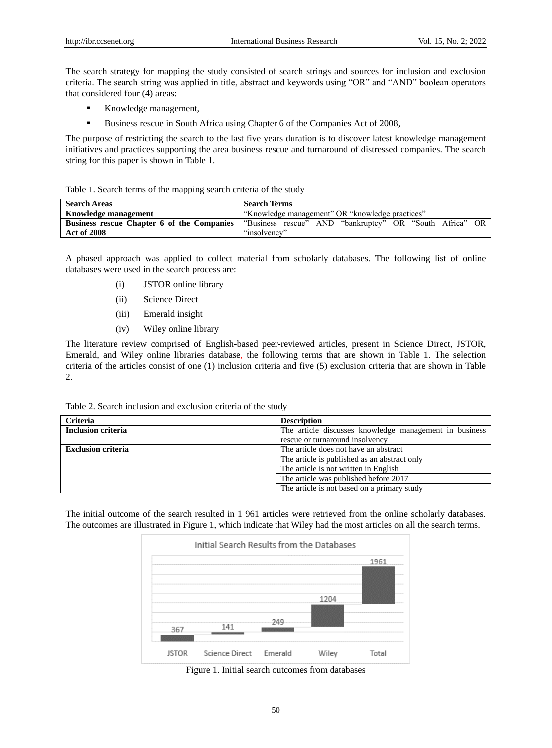The search strategy for mapping the study consisted of search strings and sources for inclusion and exclusion criteria. The search string was applied in title, abstract and keywords using "OR" and "AND" boolean operators that considered four (4) areas:

- Knowledge management,
- Business rescue in South Africa using Chapter 6 of the Companies Act of 2008,

The purpose of restricting the search to the last five years duration is to discover latest knowledge management initiatives and practices supporting the area business rescue and turnaround of distressed companies. The search string for this paper is shown in Table 1.

Table 1. Search terms of the mapping search criteria of the study

| Search Areas | Search Terms |
|---|---|
| **Knowledge management** | "Knowledge management" OR "knowledge practices" |
| **Business rescue Chapter 6 of the Companies Act of 2008** | "Business rescue" AND "bankruptcy" OR "South Africa" OR "insolvency" |

A phased approach was applied to collect material from scholarly databases. The following list of online databases were used in the search process are:

(i) JSTOR online library

(ii) Science Direct

(iii) Emerald insight

(iv) Wiley online library

The literature review comprised of English-based peer-reviewed articles, present in Science Direct, JSTOR, Emerald, and Wiley online libraries database, the following terms that are shown in Table 1. The selection criteria of the articles consist of one (1) inclusion criteria and five (5) exclusion criteria that are shown in Table 2.

Table 2. Search inclusion and exclusion criteria of the study

| Criteria | Description |
|---|---|
| **Inclusion criteria** | The article discusses knowledge management in business rescue or turnaround insolvency |
| **Exclusion criteria** | The article does not have an abstract |
| | The article is published as an abstract only |
| | The article is not written in English |
| | The article was published before 2017 |
| | The article is not based on a primary study |

The initial outcome of the search resulted in 1 961 articles were retrieved from the online scholarly databases. The outcomes are illustrated in Figure 1, which indicate that Wiley had the most articles on all the search terms.

Initial Search Results from the Databases

| JSTOR | Science Direct | Emerald | Wiley | Total |
|---|---|---|---|---|
| 367 | 141 | 249 | 1204 | 1961 |

Figure 1. Initial search outcomes from databases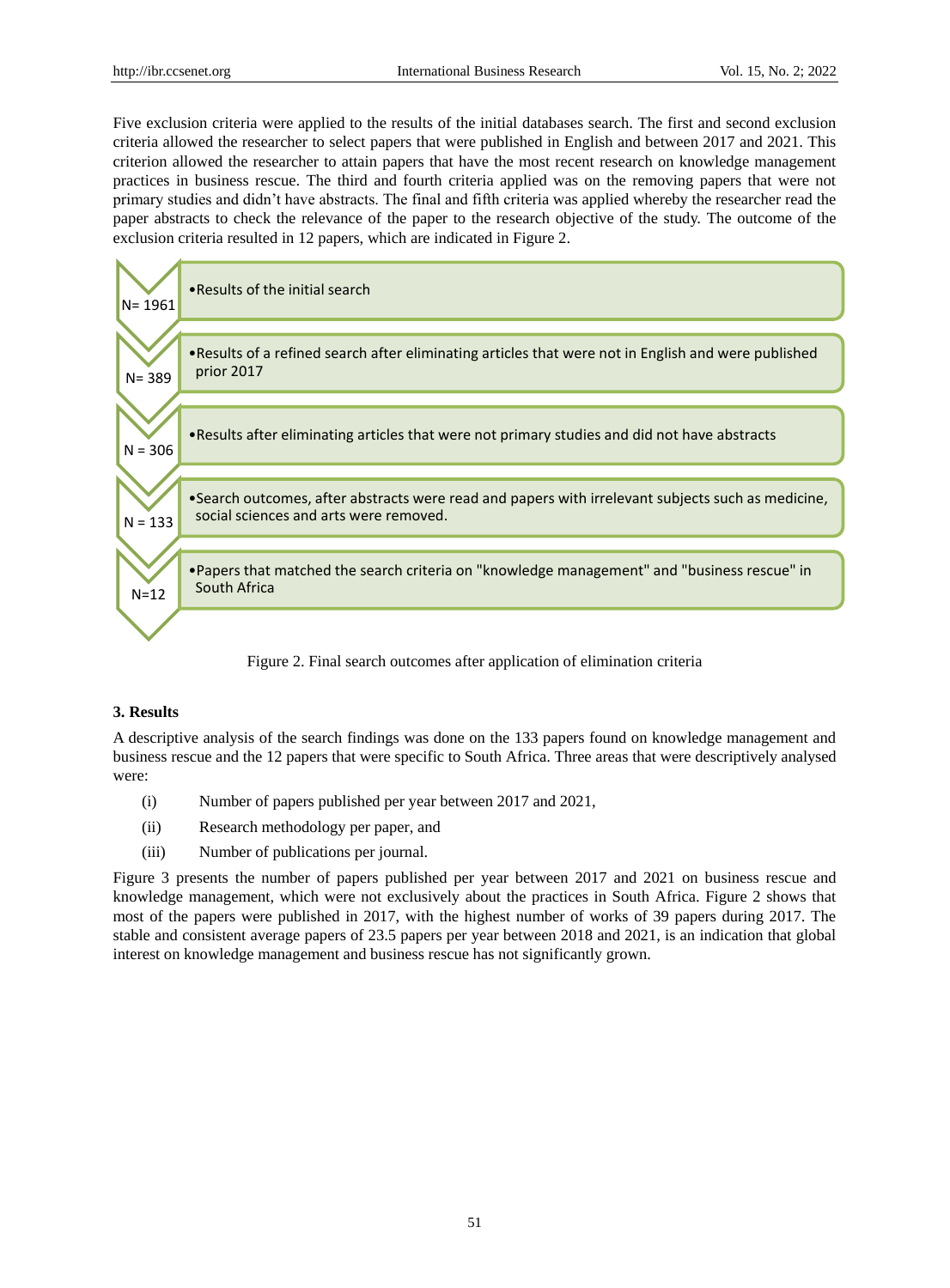Five exclusion criteria were applied to the results of the initial databases search. The first and second exclusion criteria allowed the researcher to select papers that were published in English and between 2017 and 2021. This criterion allowed the researcher to attain papers that have the most recent research on knowledge management practices in business rescue. The third and fourth criteria applied was on the removing papers that were not primary studies and didn't have abstracts. The final and fifth criteria was applied whereby the researcher read the paper abstracts to check the relevance of the paper to the research objective of the study. The outcome of the exclusion criteria resulted in 12 papers, which are indicated in Figure 2.

| N | Stage |
|---|---|
| N= 1961 | • Results of the initial search |
| N= 389 | • Results of a refined search after eliminating articles that were not in English and were published prior 2017 |
| N = 306 | • Results after eliminating articles that were not primary studies and did not have abstracts |
| N = 133 | • Search outcomes, after abstracts were read and papers with irrelevant subjects such as medicine, social sciences and arts were removed. |
| N=12 | • Papers that matched the search criteria on "knowledge management" and "business rescue" in South Africa |

Figure 2. Final search outcomes after application of elimination criteria

## 3. Results

A descriptive analysis of the search findings was done on the 133 papers found on knowledge management and business rescue and the 12 papers that were specific to South Africa. Three areas that were descriptively analysed were:

(i) Number of papers published per year between 2017 and 2021,

(ii) Research methodology per paper, and

(iii) Number of publications per journal.

Figure 3 presents the number of papers published per year between 2017 and 2021 on business rescue and knowledge management, which were not exclusively about the practices in South Africa. Figure 2 shows that most of the papers were published in 2017, with the highest number of works of 39 papers during 2017. The stable and consistent average papers of 23.5 papers per year between 2018 and 2021, is an indication that global interest on knowledge management and business rescue has not significantly grown.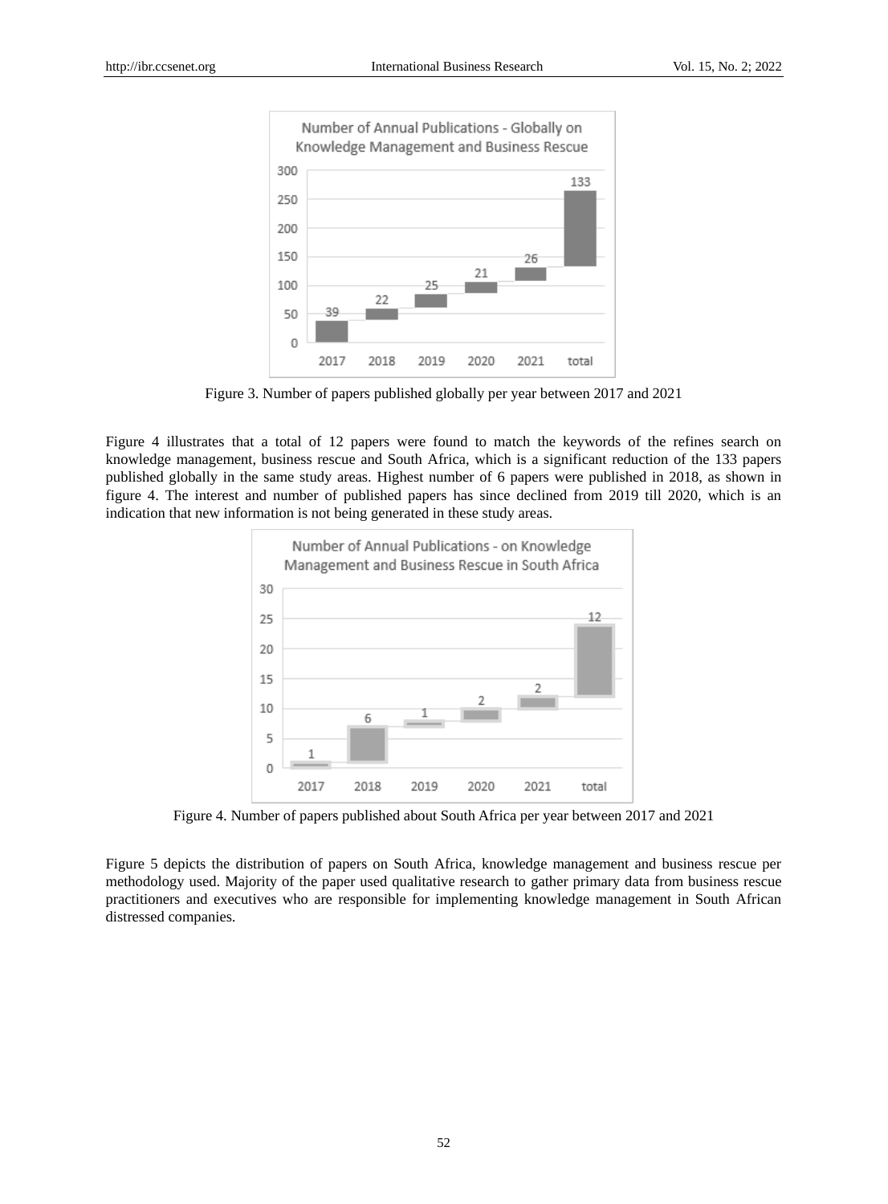Figure 3. Number of papers published globally per year between 2017 and 2021

Figure 4 illustrates that a total of 12 papers were found to match the keywords of the refines search on knowledge management, business rescue and South Africa, which is a significant reduction of the 133 papers published globally in the same study areas. Highest number of 6 papers were published in 2018, as shown in figure 4. The interest and number of published papers has since declined from 2019 till 2020, which is an indication that new information is not being generated in these study areas.

Figure 4. Number of papers published about South Africa per year between 2017 and 2021

Figure 5 depicts the distribution of papers on South Africa, knowledge management and business rescue per methodology used. Majority of the paper used qualitative research to gather primary data from business rescue practitioners and executives who are responsible for implementing knowledge management in South African distressed companies.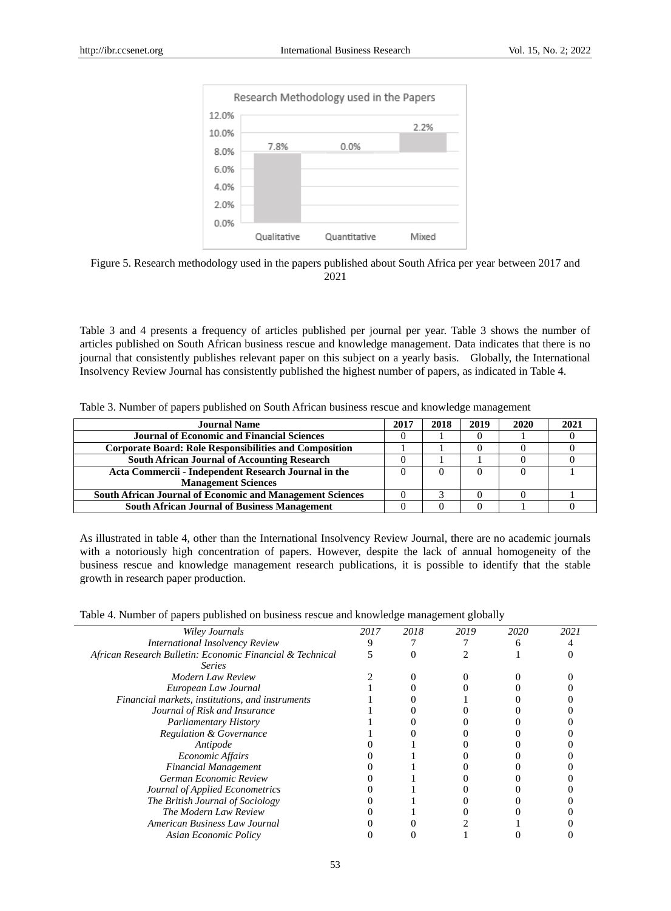Figure 5. Research methodology used in the papers published about South Africa per year between 2017 and 2021

Table 3 and 4 presents a frequency of articles published per journal per year. Table 3 shows the number of articles published on South African business rescue and knowledge management. Data indicates that there is no journal that consistently publishes relevant paper on this subject on a yearly basis. Globally, the International Insolvency Review Journal has consistently published the highest number of papers, as indicated in Table 4.

Table 3. Number of papers published on South African business rescue and knowledge management

| Journal Name | 2017 | 2018 | 2019 | 2020 | 2021 |
|---|---|---|---|---|---|
| **Journal of Economic and Financial Sciences** | 0 | 1 | 0 | 1 | 0 |
| **Corporate Board: Role Responsibilities and Composition** | 1 | 1 | 0 | 0 | 0 |
| **South African Journal of Accounting Research** | 0 | 1 | 1 | 0 | 0 |
| **Acta Commercii - Independent Research Journal in the Management Sciences** | 0 | 0 | 0 | 0 | 1 |
| **South African Journal of Economic and Management Sciences** | 0 | 3 | 0 | 0 | 1 |
| **South African Journal of Business Management** | 0 | 0 | 0 | 1 | 0 |

As illustrated in table 4, other than the International Insolvency Review Journal, there are no academic journals with a notoriously high concentration of papers. However, despite the lack of annual homogeneity of the business rescue and knowledge management research publications, it is possible to identify that the stable growth in research paper production.

Table 4. Number of papers published on business rescue and knowledge management globally

| *Wiley Journals* | *2017* | *2018* | *2019* | *2020* | *2021* |
|---|---|---|---|---|---|
| *International Insolvency Review* | 9 | 7 | 7 | 6 | 4 |
| *African Research Bulletin: Economic Financial & Technical Series* | 5 | 0 | 2 | 1 | 0 |
| *Modern Law Review* | 2 | 0 | 0 | 0 | 0 |
| *European Law Journal* | 1 | 0 | 0 | 0 | 0 |
| *Financial markets, institutions, and instruments* | 1 | 0 | 1 | 0 | 0 |
| *Journal of Risk and Insurance* | 1 | 0 | 0 | 0 | 0 |
| *Parliamentary History* | 1 | 0 | 0 | 0 | 0 |
| *Regulation & Governance* | 1 | 0 | 0 | 0 | 0 |
| *Antipode* | 0 | 1 | 0 | 0 | 0 |
| *Economic Affairs* | 0 | 1 | 0 | 0 | 0 |
| *Financial Management* | 0 | 1 | 0 | 0 | 0 |
| *German Economic Review* | 0 | 1 | 0 | 0 | 0 |
| *Journal of Applied Econometrics* | 0 | 1 | 0 | 0 | 0 |
| *The British Journal of Sociology* | 0 | 1 | 0 | 0 | 0 |
| *The Modern Law Review* | 0 | 1 | 0 | 0 | 0 |
| *American Business Law Journal* | 0 | 0 | 2 | 1 | 0 |
| *Asian Economic Policy* | 0 | 0 | 1 | 0 | 0 |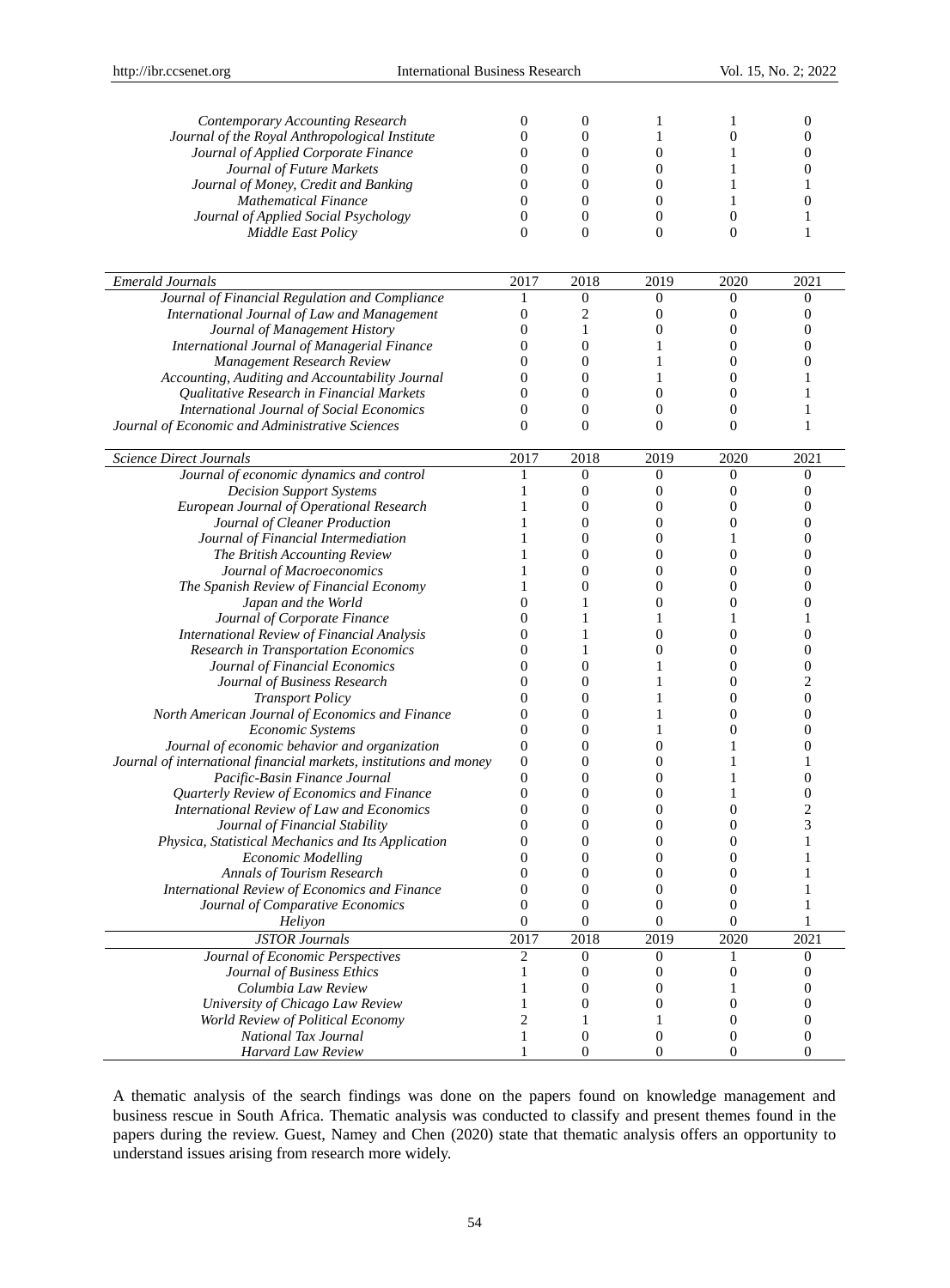| | | | | | |
|---|---|---|---|---|---|
| *Contemporary Accounting Research* | 0 | 0 | 1 | 1 | 0 |
| *Journal of the Royal Anthropological Institute* | 0 | 0 | 1 | 0 | 0 |
| *Journal of Applied Corporate Finance* | 0 | 0 | 0 | 1 | 0 |
| *Journal of Future Markets* | 0 | 0 | 0 | 1 | 0 |
| *Journal of Money, Credit and Banking* | 0 | 0 | 0 | 1 | 1 |
| *Mathematical Finance* | 0 | 0 | 0 | 1 | 0 |
| *Journal of Applied Social Psychology* | 0 | 0 | 0 | 0 | 1 |
| *Middle East Policy* | 0 | 0 | 0 | 0 | 1 |

| *Emerald Journals* | 2017 | 2018 | 2019 | 2020 | 2021 |
|---|---|---|---|---|---|
| *Journal of Financial Regulation and Compliance* | 1 | 0 | 0 | 0 | 0 |
| *International Journal of Law and Management* | 0 | 2 | 0 | 0 | 0 |
| *Journal of Management History* | 0 | 1 | 0 | 0 | 0 |
| *International Journal of Managerial Finance* | 0 | 0 | 1 | 0 | 0 |
| *Management Research Review* | 0 | 0 | 1 | 0 | 0 |
| *Accounting, Auditing and Accountability Journal* | 0 | 0 | 1 | 0 | 1 |
| *Qualitative Research in Financial Markets* | 0 | 0 | 0 | 0 | 1 |
| *International Journal of Social Economics* | 0 | 0 | 0 | 0 | 1 |
| *Journal of Economic and Administrative Sciences* | 0 | 0 | 0 | 0 | 1 |

| *Science Direct Journals* | 2017 | 2018 | 2019 | 2020 | 2021 |
|---|---|---|---|---|---|
| *Journal of economic dynamics and control* | 1 | 0 | 0 | 0 | 0 |
| *Decision Support Systems* | 1 | 0 | 0 | 0 | 0 |
| *European Journal of Operational Research* | 1 | 0 | 0 | 0 | 0 |
| *Journal of Cleaner Production* | 1 | 0 | 0 | 0 | 0 |
| *Journal of Financial Intermediation* | 1 | 0 | 0 | 1 | 0 |
| *The British Accounting Review* | 1 | 0 | 0 | 0 | 0 |
| *Journal of Macroeconomics* | 1 | 0 | 0 | 0 | 0 |
| *The Spanish Review of Financial Economy* | 1 | 0 | 0 | 0 | 0 |
| *Japan and the World* | 0 | 1 | 0 | 0 | 0 |
| *Journal of Corporate Finance* | 0 | 1 | 1 | 1 | 1 |
| *International Review of Financial Analysis* | 0 | 1 | 0 | 0 | 0 |
| *Research in Transportation Economics* | 0 | 1 | 0 | 0 | 0 |
| *Journal of Financial Economics* | 0 | 0 | 1 | 0 | 0 |
| *Journal of Business Research* | 0 | 0 | 1 | 0 | 2 |
| *Transport Policy* | 0 | 0 | 1 | 0 | 0 |
| *North American Journal of Economics and Finance* | 0 | 0 | 1 | 0 | 0 |
| *Economic Systems* | 0 | 0 | 1 | 0 | 0 |
| *Journal of economic behavior and organization* | 0 | 0 | 0 | 1 | 0 |
| *Journal of international financial markets, institutions and money* | 0 | 0 | 0 | 1 | 1 |
| *Pacific-Basin Finance Journal* | 0 | 0 | 0 | 1 | 0 |
| *Quarterly Review of Economics and Finance* | 0 | 0 | 0 | 1 | 0 |
| *International Review of Law and Economics* | 0 | 0 | 0 | 0 | 2 |
| *Journal of Financial Stability* | 0 | 0 | 0 | 0 | 3 |
| *Physica, Statistical Mechanics and Its Application* | 0 | 0 | 0 | 0 | 1 |
| *Economic Modelling* | 0 | 0 | 0 | 0 | 1 |
| *Annals of Tourism Research* | 0 | 0 | 0 | 0 | 1 |
| *International Review of Economics and Finance* | 0 | 0 | 0 | 0 | 1 |
| *Journal of Comparative Economics* | 0 | 0 | 0 | 0 | 1 |
| *Heliyon* | 0 | 0 | 0 | 0 | 1 |

| *JSTOR Journals* | 2017 | 2018 | 2019 | 2020 | 2021 |
|---|---|---|---|---|---|
| *Journal of Economic Perspectives* | 2 | 0 | 0 | 1 | 0 |
| *Journal of Business Ethics* | 1 | 0 | 0 | 0 | 0 |
| *Columbia Law Review* | 1 | 0 | 0 | 1 | 0 |
| *University of Chicago Law Review* | 1 | 0 | 0 | 0 | 0 |
| *World Review of Political Economy* | 2 | 1 | 1 | 0 | 0 |
| *National Tax Journal* | 1 | 0 | 0 | 0 | 0 |
| *Harvard Law Review* | 1 | 0 | 0 | 0 | 0 |

A thematic analysis of the search findings was done on the papers found on knowledge management and business rescue in South Africa. Thematic analysis was conducted to classify and present themes found in the papers during the review. Guest, Namey and Chen (2020) state that thematic analysis offers an opportunity to understand issues arising from research more widely.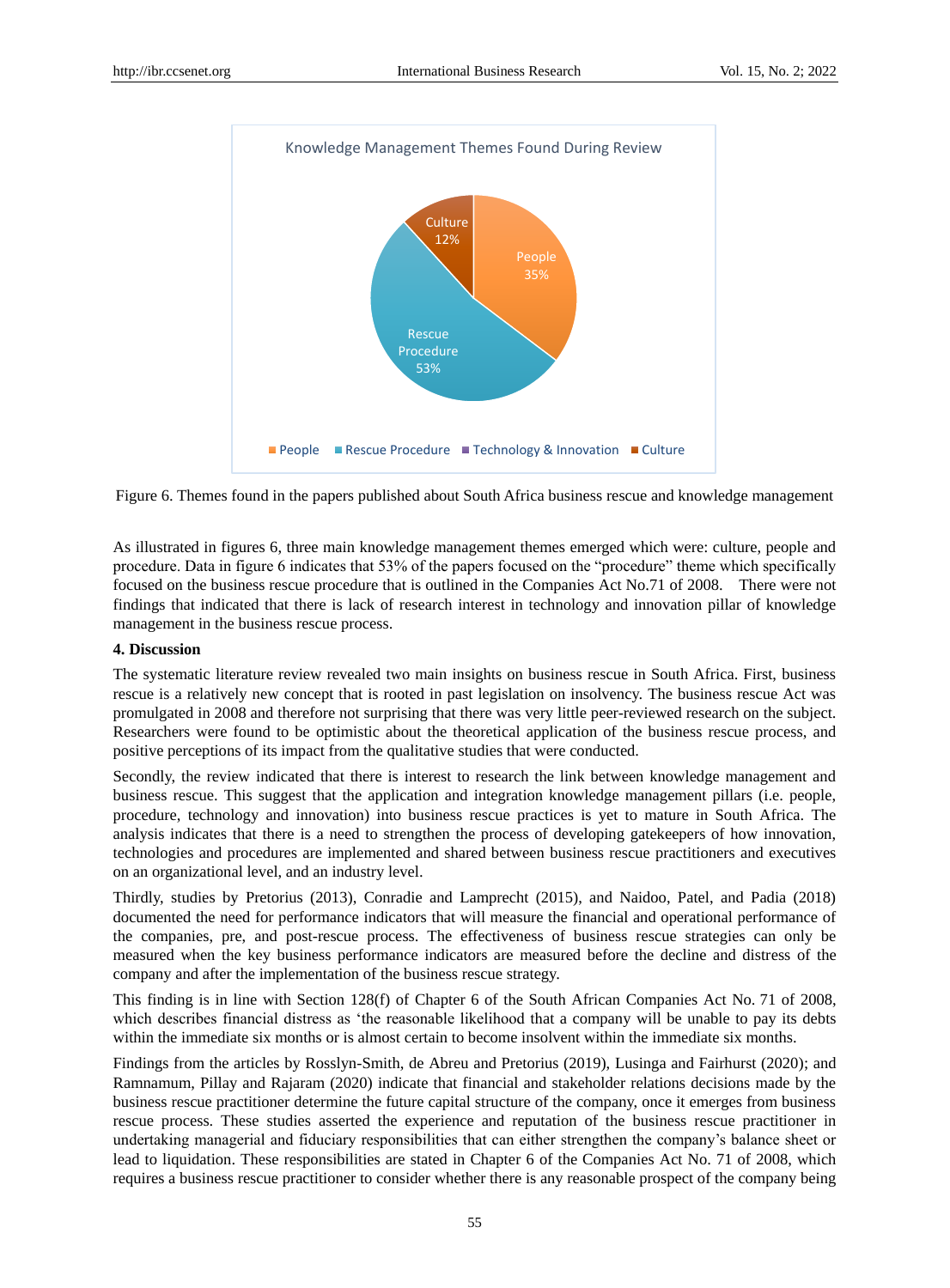Figure 6. Themes found in the papers published about South Africa business rescue and knowledge management

As illustrated in figures 6, three main knowledge management themes emerged which were: culture, people and procedure. Data in figure 6 indicates that 53% of the papers focused on the "procedure" theme which specifically focused on the business rescue procedure that is outlined in the Companies Act No.71 of 2008. There were not findings that indicated that there is lack of research interest in technology and innovation pillar of knowledge management in the business rescue process.

#### 4. Discussion

The systematic literature review revealed two main insights on business rescue in South Africa. First, business rescue is a relatively new concept that is rooted in past legislation on insolvency. The business rescue Act was promulgated in 2008 and therefore not surprising that there was very little peer-reviewed research on the subject. Researchers were found to be optimistic about the theoretical application of the business rescue process, and positive perceptions of its impact from the qualitative studies that were conducted.

Secondly, the review indicated that there is interest to research the link between knowledge management and business rescue. This suggest that the application and integration knowledge management pillars (i.e. people, procedure, technology and innovation) into business rescue practices is yet to mature in South Africa. The analysis indicates that there is a need to strengthen the process of developing gatekeepers of how innovation, technologies and procedures are implemented and shared between business rescue practitioners and executives on an organizational level, and an industry level.

Thirdly, studies by Pretorius (2013), Conradie and Lamprecht (2015), and Naidoo, Patel, and Padia (2018) documented the need for performance indicators that will measure the financial and operational performance of the companies, pre, and post-rescue process. The effectiveness of business rescue strategies can only be measured when the key business performance indicators are measured before the decline and distress of the company and after the implementation of the business rescue strategy.

This finding is in line with Section 128(f) of Chapter 6 of the South African Companies Act No. 71 of 2008, which describes financial distress as 'the reasonable likelihood that a company will be unable to pay its debts within the immediate six months or is almost certain to become insolvent within the immediate six months.

Findings from the articles by Rosslyn-Smith, de Abreu and Pretorius (2019), Lusinga and Fairhurst (2020); and Ramnamum, Pillay and Rajaram (2020) indicate that financial and stakeholder relations decisions made by the business rescue practitioner determine the future capital structure of the company, once it emerges from business rescue process. These studies asserted the experience and reputation of the business rescue practitioner in undertaking managerial and fiduciary responsibilities that can either strengthen the company's balance sheet or lead to liquidation. These responsibilities are stated in Chapter 6 of the Companies Act No. 71 of 2008, which requires a business rescue practitioner to consider whether there is any reasonable prospect of the company being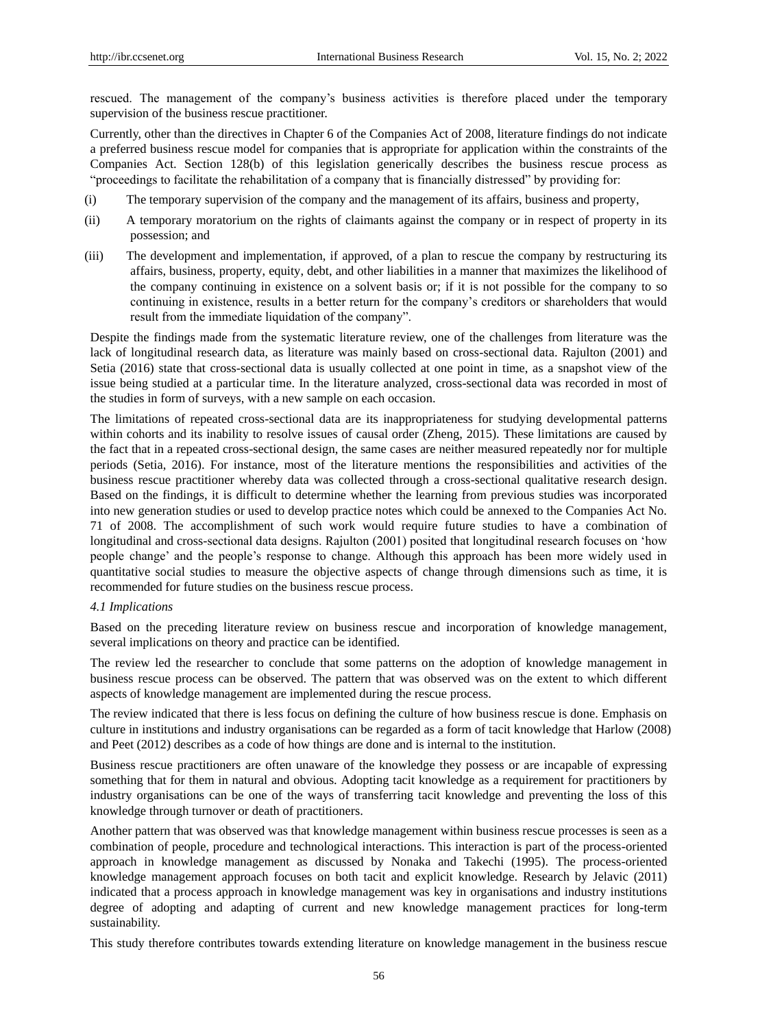rescued. The management of the company's business activities is therefore placed under the temporary supervision of the business rescue practitioner.

Currently, other than the directives in Chapter 6 of the Companies Act of 2008, literature findings do not indicate a preferred business rescue model for companies that is appropriate for application within the constraints of the Companies Act. Section 128(b) of this legislation generically describes the business rescue process as "proceedings to facilitate the rehabilitation of a company that is financially distressed" by providing for:

(i) The temporary supervision of the company and the management of its affairs, business and property,

(ii) A temporary moratorium on the rights of claimants against the company or in respect of property in its possession; and

(iii) The development and implementation, if approved, of a plan to rescue the company by restructuring its affairs, business, property, equity, debt, and other liabilities in a manner that maximizes the likelihood of the company continuing in existence on a solvent basis or; if it is not possible for the company to so continuing in existence, results in a better return for the company's creditors or shareholders that would result from the immediate liquidation of the company".

Despite the findings made from the systematic literature review, one of the challenges from literature was the lack of longitudinal research data, as literature was mainly based on cross-sectional data. Rajulton (2001) and Setia (2016) state that cross-sectional data is usually collected at one point in time, as a snapshot view of the issue being studied at a particular time. In the literature analyzed, cross-sectional data was recorded in most of the studies in form of surveys, with a new sample on each occasion.

The limitations of repeated cross-sectional data are its inappropriateness for studying developmental patterns within cohorts and its inability to resolve issues of causal order (Zheng, 2015). These limitations are caused by the fact that in a repeated cross-sectional design, the same cases are neither measured repeatedly nor for multiple periods (Setia, 2016). For instance, most of the literature mentions the responsibilities and activities of the business rescue practitioner whereby data was collected through a cross-sectional qualitative research design. Based on the findings, it is difficult to determine whether the learning from previous studies was incorporated into new generation studies or used to develop practice notes which could be annexed to the Companies Act No. 71 of 2008. The accomplishment of such work would require future studies to have a combination of longitudinal and cross-sectional data designs. Rajulton (2001) posited that longitudinal research focuses on 'how people change' and the people's response to change. Although this approach has been more widely used in quantitative social studies to measure the objective aspects of change through dimensions such as time, it is recommended for future studies on the business rescue process.

### *4.1 Implications*

Based on the preceding literature review on business rescue and incorporation of knowledge management, several implications on theory and practice can be identified.

The review led the researcher to conclude that some patterns on the adoption of knowledge management in business rescue process can be observed. The pattern that was observed was on the extent to which different aspects of knowledge management are implemented during the rescue process.

The review indicated that there is less focus on defining the culture of how business rescue is done. Emphasis on culture in institutions and industry organisations can be regarded as a form of tacit knowledge that Harlow (2008) and Peet (2012) describes as a code of how things are done and is internal to the institution.

Business rescue practitioners are often unaware of the knowledge they possess or are incapable of expressing something that for them in natural and obvious. Adopting tacit knowledge as a requirement for practitioners by industry organisations can be one of the ways of transferring tacit knowledge and preventing the loss of this knowledge through turnover or death of practitioners.

Another pattern that was observed was that knowledge management within business rescue processes is seen as a combination of people, procedure and technological interactions. This interaction is part of the process-oriented approach in knowledge management as discussed by Nonaka and Takechi (1995). The process-oriented knowledge management approach focuses on both tacit and explicit knowledge. Research by Jelavic (2011) indicated that a process approach in knowledge management was key in organisations and industry institutions degree of adopting and adapting of current and new knowledge management practices for long-term sustainability.

This study therefore contributes towards extending literature on knowledge management in the business rescue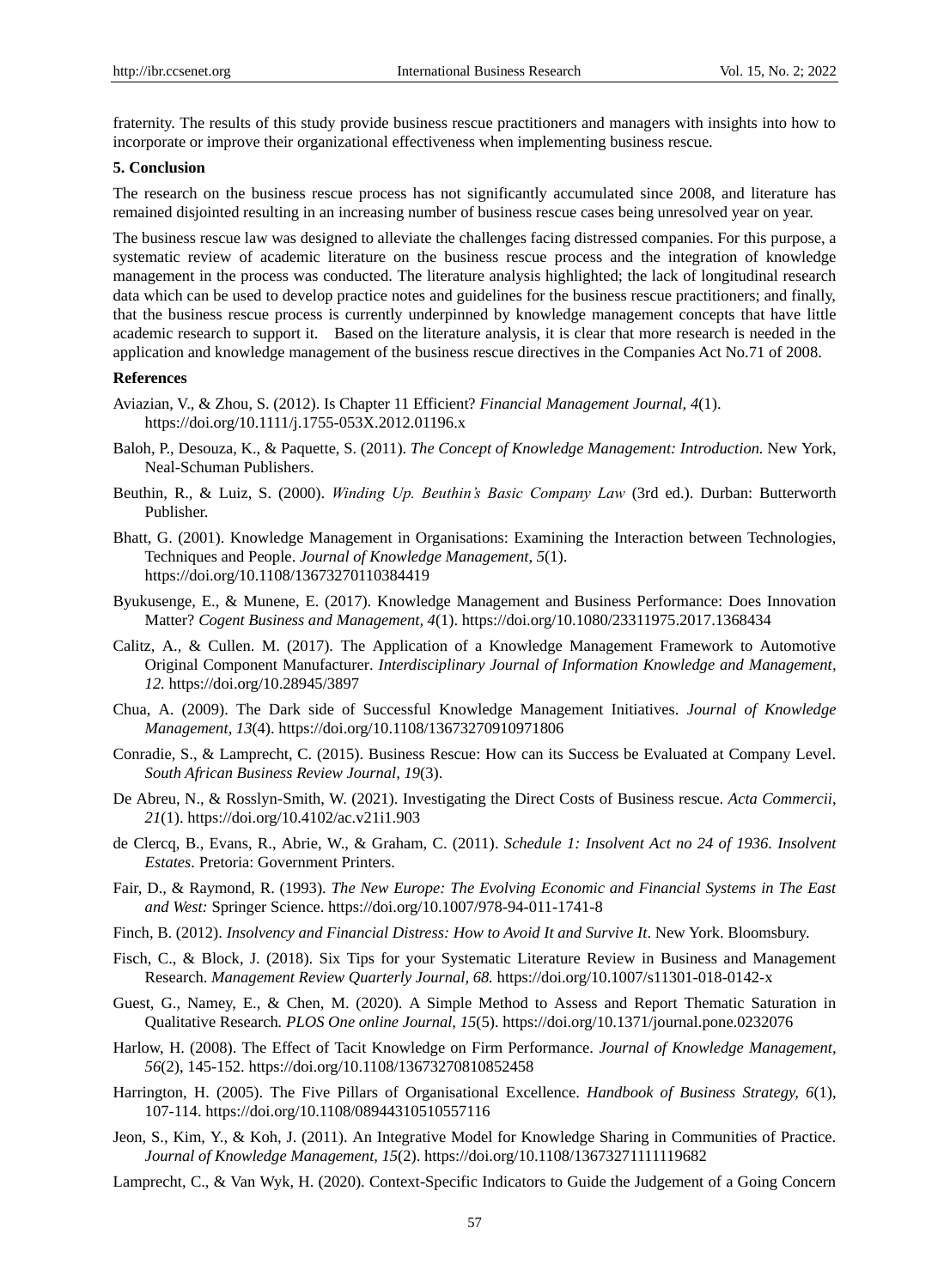fraternity. The results of this study provide business rescue practitioners and managers with insights into how to incorporate or improve their organizational effectiveness when implementing business rescue.

## 5. Conclusion

The research on the business rescue process has not significantly accumulated since 2008, and literature has remained disjointed resulting in an increasing number of business rescue cases being unresolved year on year.

The business rescue law was designed to alleviate the challenges facing distressed companies. For this purpose, a systematic review of academic literature on the business rescue process and the integration of knowledge management in the process was conducted. The literature analysis highlighted; the lack of longitudinal research data which can be used to develop practice notes and guidelines for the business rescue practitioners; and finally, that the business rescue process is currently underpinned by knowledge management concepts that have little academic research to support it. Based on the literature analysis, it is clear that more research is needed in the application and knowledge management of the business rescue directives in the Companies Act No.71 of 2008.

## References

Aviazian, V., & Zhou, S. (2012). Is Chapter 11 Efficient? *Financial Management Journal, 4*(1). https://doi.org/10.1111/j.1755-053X.2012.01196.x

Baloh, P., Desouza, K., & Paquette, S. (2011). *The Concept of Knowledge Management: Introduction.* New York, Neal-Schuman Publishers.

Beuthin, R., & Luiz, S. (2000). *Winding Up. Beuthin's Basic Company Law* (3rd ed.). Durban: Butterworth Publisher.

Bhatt, G. (2001). Knowledge Management in Organisations: Examining the Interaction between Technologies, Techniques and People. *Journal of Knowledge Management, 5*(1). https://doi.org/10.1108/13673270110384419

Byukusenge, E., & Munene, E. (2017). Knowledge Management and Business Performance: Does Innovation Matter? *Cogent Business and Management, 4*(1). https://doi.org/10.1080/23311975.2017.1368434

Calitz, A., & Cullen. M. (2017). The Application of a Knowledge Management Framework to Automotive Original Component Manufacturer. *Interdisciplinary Journal of Information Knowledge and Management, 12.* https://doi.org/10.28945/3897

Chua, A. (2009). The Dark side of Successful Knowledge Management Initiatives. *Journal of Knowledge Management, 13*(4). https://doi.org/10.1108/13673270910971806

Conradie, S., & Lamprecht, C. (2015). Business Rescue: How can its Success be Evaluated at Company Level. *South African Business Review Journal, 19*(3).

De Abreu, N., & Rosslyn-Smith, W. (2021). Investigating the Direct Costs of Business rescue. *Acta Commercii, 21*(1). https://doi.org/10.4102/ac.v21i1.903

de Clercq, B., Evans, R., Abrie, W., & Graham, C. (2011). *Schedule 1: Insolvent Act no 24 of 1936. Insolvent Estates*. Pretoria: Government Printers.

Fair, D., & Raymond, R. (1993). *The New Europe: The Evolving Economic and Financial Systems in The East and West:* Springer Science. https://doi.org/10.1007/978-94-011-1741-8

Finch, B. (2012). *Insolvency and Financial Distress: How to Avoid It and Survive It*. New York. Bloomsbury.

Fisch, C., & Block, J. (2018). Six Tips for your Systematic Literature Review in Business and Management Research. *Management Review Quarterly Journal, 68.* https://doi.org/10.1007/s11301-018-0142-x

Guest, G., Namey, E., & Chen, M. (2020). A Simple Method to Assess and Report Thematic Saturation in Qualitative Research*. PLOS One online Journal, 15*(5). https://doi.org/10.1371/journal.pone.0232076

Harlow, H. (2008). The Effect of Tacit Knowledge on Firm Performance. *Journal of Knowledge Management, 56*(2), 145-152. https://doi.org/10.1108/13673270810852458

Harrington, H. (2005). The Five Pillars of Organisational Excellence. *Handbook of Business Strategy, 6*(1), 107-114. https://doi.org/10.1108/08944310510557116

Jeon, S., Kim, Y., & Koh, J. (2011). An Integrative Model for Knowledge Sharing in Communities of Practice. *Journal of Knowledge Management, 15*(2). https://doi.org/10.1108/13673271111119682

Lamprecht, C., & Van Wyk, H. (2020). Context-Specific Indicators to Guide the Judgement of a Going Concern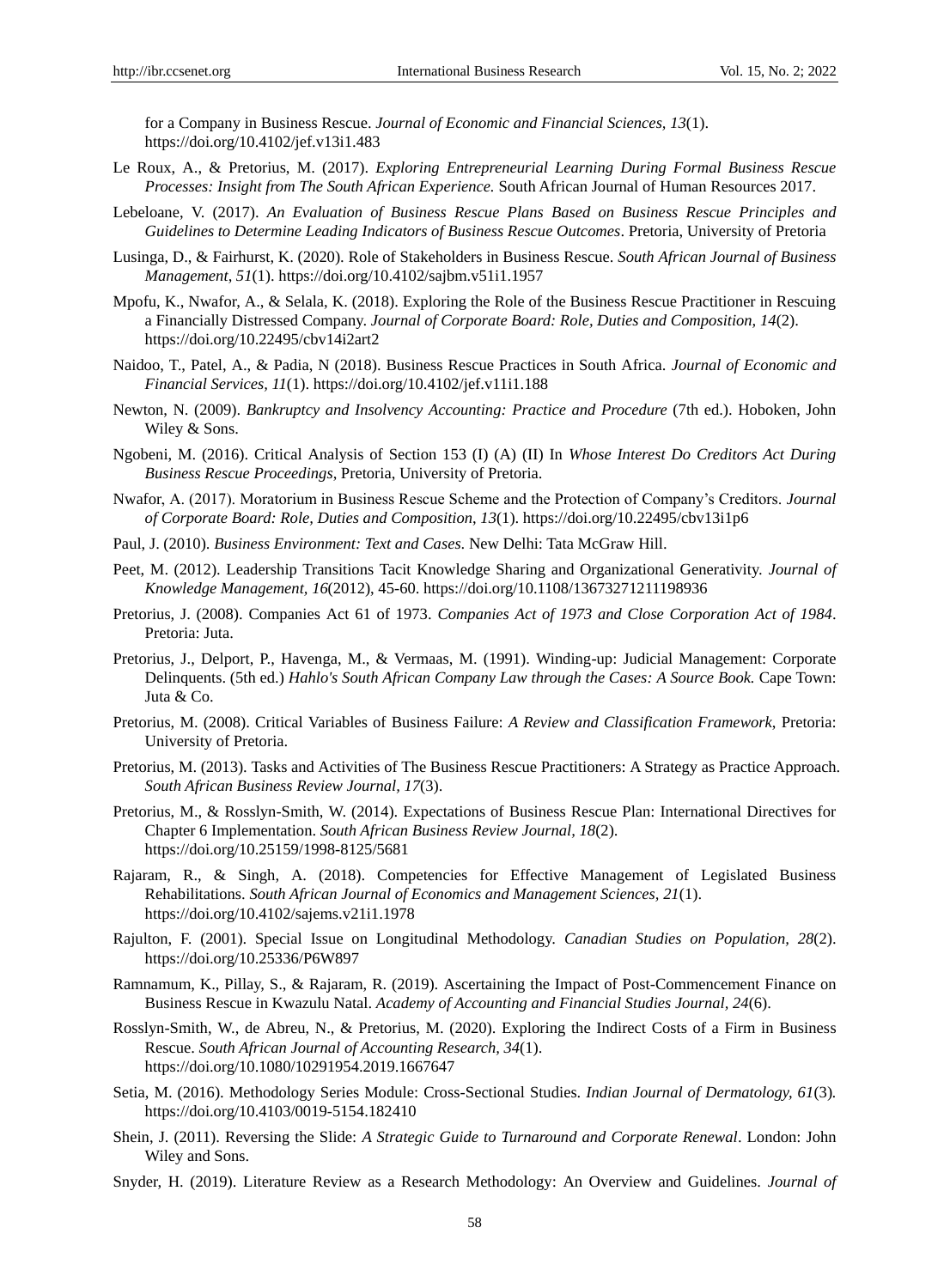for a Company in Business Rescue. *Journal of Economic and Financial Sciences, 13*(1). https://doi.org/10.4102/jef.v13i1.483

Le Roux, A., & Pretorius, M. (2017). *Exploring Entrepreneurial Learning During Formal Business Rescue Processes: Insight from The South African Experience.* South African Journal of Human Resources 2017.

Lebeloane, V. (2017). *An Evaluation of Business Rescue Plans Based on Business Rescue Principles and Guidelines to Determine Leading Indicators of Business Rescue Outcomes*. Pretoria, University of Pretoria

Lusinga, D., & Fairhurst, K. (2020). Role of Stakeholders in Business Rescue. *South African Journal of Business Management, 51*(1). https://doi.org/10.4102/sajbm.v51i1.1957

Mpofu, K., Nwafor, A., & Selala, K. (2018). Exploring the Role of the Business Rescue Practitioner in Rescuing a Financially Distressed Company. *Journal of Corporate Board: Role, Duties and Composition, 14*(2). https://doi.org/10.22495/cbv14i2art2

Naidoo, T., Patel, A., & Padia, N (2018). Business Rescue Practices in South Africa. *Journal of Economic and Financial Services, 11*(1). https://doi.org/10.4102/jef.v11i1.188

Newton, N. (2009). *Bankruptcy and Insolvency Accounting: Practice and Procedure* (7th ed.). Hoboken, John Wiley & Sons.

Ngobeni, M. (2016). Critical Analysis of Section 153 (I) (A) (II) In *Whose Interest Do Creditors Act During Business Rescue Proceedings*, Pretoria, University of Pretoria.

Nwafor, A. (2017). Moratorium in Business Rescue Scheme and the Protection of Company's Creditors. *Journal of Corporate Board: Role, Duties and Composition*, *13*(1). https://doi.org/10.22495/cbv13i1p6

Paul, J. (2010). *Business Environment: Text and Cases*. New Delhi: Tata McGraw Hill.

Peet, M. (2012). Leadership Transitions Tacit Knowledge Sharing and Organizational Generativity. *Journal of Knowledge Management, 16*(2012), 45-60. https://doi.org/10.1108/13673271211198936

Pretorius, J. (2008). Companies Act 61 of 1973. *Companies Act of 1973 and Close Corporation Act of 1984*. Pretoria: Juta.

Pretorius, J., Delport, P., Havenga, M., & Vermaas, M. (1991). Winding-up: Judicial Management: Corporate Delinquents. (5th ed.) *Hahlo's South African Company Law through the Cases: A Source Book.* Cape Town: Juta & Co.

Pretorius, M. (2008). Critical Variables of Business Failure: *A Review and Classification Framework*, Pretoria: University of Pretoria.

Pretorius, M. (2013). Tasks and Activities of The Business Rescue Practitioners: A Strategy as Practice Approach. *South African Business Review Journal, 17*(3).

Pretorius, M., & Rosslyn-Smith, W. (2014). Expectations of Business Rescue Plan: International Directives for Chapter 6 Implementation. *South African Business Review Journal, 18*(2). https://doi.org/10.25159/1998-8125/5681

Rajaram, R., & Singh, A. (2018). Competencies for Effective Management of Legislated Business Rehabilitations. *South African Journal of Economics and Management Sciences, 21*(1). https://doi.org/10.4102/sajems.v21i1.1978

Rajulton, F. (2001). Special Issue on Longitudinal Methodology. *Canadian Studies on Population, 28*(2). https://doi.org/10.25336/P6W897

Ramnamum, K., Pillay, S., & Rajaram, R. (2019). Ascertaining the Impact of Post-Commencement Finance on Business Rescue in Kwazulu Natal. *Academy of Accounting and Financial Studies Journal, 24*(6).

Rosslyn-Smith, W., de Abreu, N., & Pretorius, M. (2020). Exploring the Indirect Costs of a Firm in Business Rescue. *South African Journal of Accounting Research, 34*(1). https://doi.org/10.1080/10291954.2019.1667647

Setia, M. (2016). Methodology Series Module: Cross-Sectional Studies. *Indian Journal of Dermatology, 61*(3). https://doi.org/10.4103/0019-5154.182410

Shein, J. (2011). Reversing the Slide: *A Strategic Guide to Turnaround and Corporate Renewal*. London: John Wiley and Sons.

Snyder, H. (2019). Literature Review as a Research Methodology: An Overview and Guidelines. *Journal of*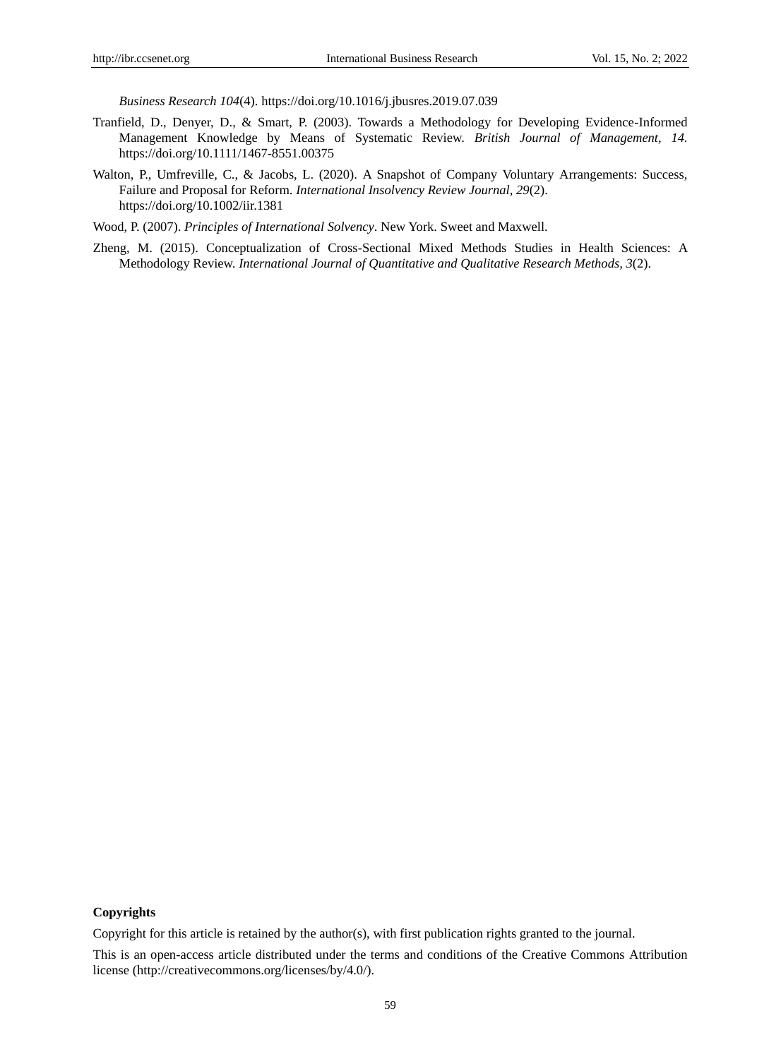*Business Research 104*(4). https://doi.org/10.1016/j.jbusres.2019.07.039

Tranfield, D., Denyer, D., & Smart, P. (2003). Towards a Methodology for Developing Evidence-Informed Management Knowledge by Means of Systematic Review. *British Journal of Management, 14.* https://doi.org/10.1111/1467-8551.00375

Walton, P., Umfreville, C., & Jacobs, L. (2020). A Snapshot of Company Voluntary Arrangements: Success, Failure and Proposal for Reform. *International Insolvency Review Journal, 29*(2). https://doi.org/10.1002/iir.1381

Wood, P. (2007). *Principles of International Solvency*. New York. Sweet and Maxwell.

Zheng, M. (2015). Conceptualization of Cross-Sectional Mixed Methods Studies in Health Sciences: A Methodology Review. *International Journal of Quantitative and Qualitative Research Methods, 3*(2).

**Copyrights**

Copyright for this article is retained by the author(s), with first publication rights granted to the journal.

This is an open-access article distributed under the terms and conditions of the Creative Commons Attribution license (http://creativecommons.org/licenses/by/4.0/).